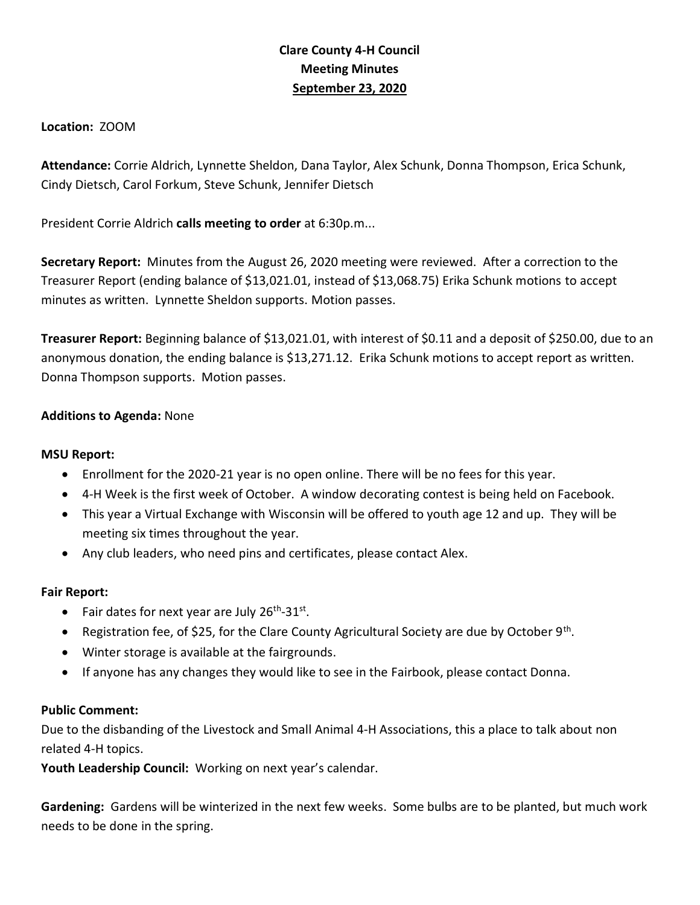**Clare County 4-H Council**
**Meeting Minutes**
**September 23, 2020**

**Location:** ZOOM

**Attendance:** Corrie Aldrich, Lynnette Sheldon, Dana Taylor, Alex Schunk, Donna Thompson, Erica Schunk, Cindy Dietsch, Carol Forkum, Steve Schunk, Jennifer Dietsch

President Corrie Aldrich **calls meeting to order** at 6:30p.m...

**Secretary Report:** Minutes from the August 26, 2020 meeting were reviewed. After a correction to the Treasurer Report (ending balance of $13,021.01, instead of $13,068.75) Erika Schunk motions to accept minutes as written. Lynnette Sheldon supports. Motion passes.

**Treasurer Report:** Beginning balance of $13,021.01, with interest of $0.11 and a deposit of $250.00, due to an anonymous donation, the ending balance is $13,271.12. Erika Schunk motions to accept report as written. Donna Thompson supports. Motion passes.

**Additions to Agenda:** None

**MSU Report:**

- Enrollment for the 2020-21 year is no open online. There will be no fees for this year.
- 4-H Week is the first week of October. A window decorating contest is being held on Facebook.
- This year a Virtual Exchange with Wisconsin will be offered to youth age 12 and up. They will be meeting six times throughout the year.
- Any club leaders, who need pins and certificates, please contact Alex.

**Fair Report:**

- Fair dates for next year are July 26th-31st.
- Registration fee, of $25, for the Clare County Agricultural Society are due by October 9th.
- Winter storage is available at the fairgrounds.
- If anyone has any changes they would like to see in the Fairbook, please contact Donna.

**Public Comment:**
Due to the disbanding of the Livestock and Small Animal 4-H Associations, this a place to talk about non related 4-H topics.
**Youth Leadership Council:** Working on next year's calendar.

**Gardening:** Gardens will be winterized in the next few weeks. Some bulbs are to be planted, but much work needs to be done in the spring.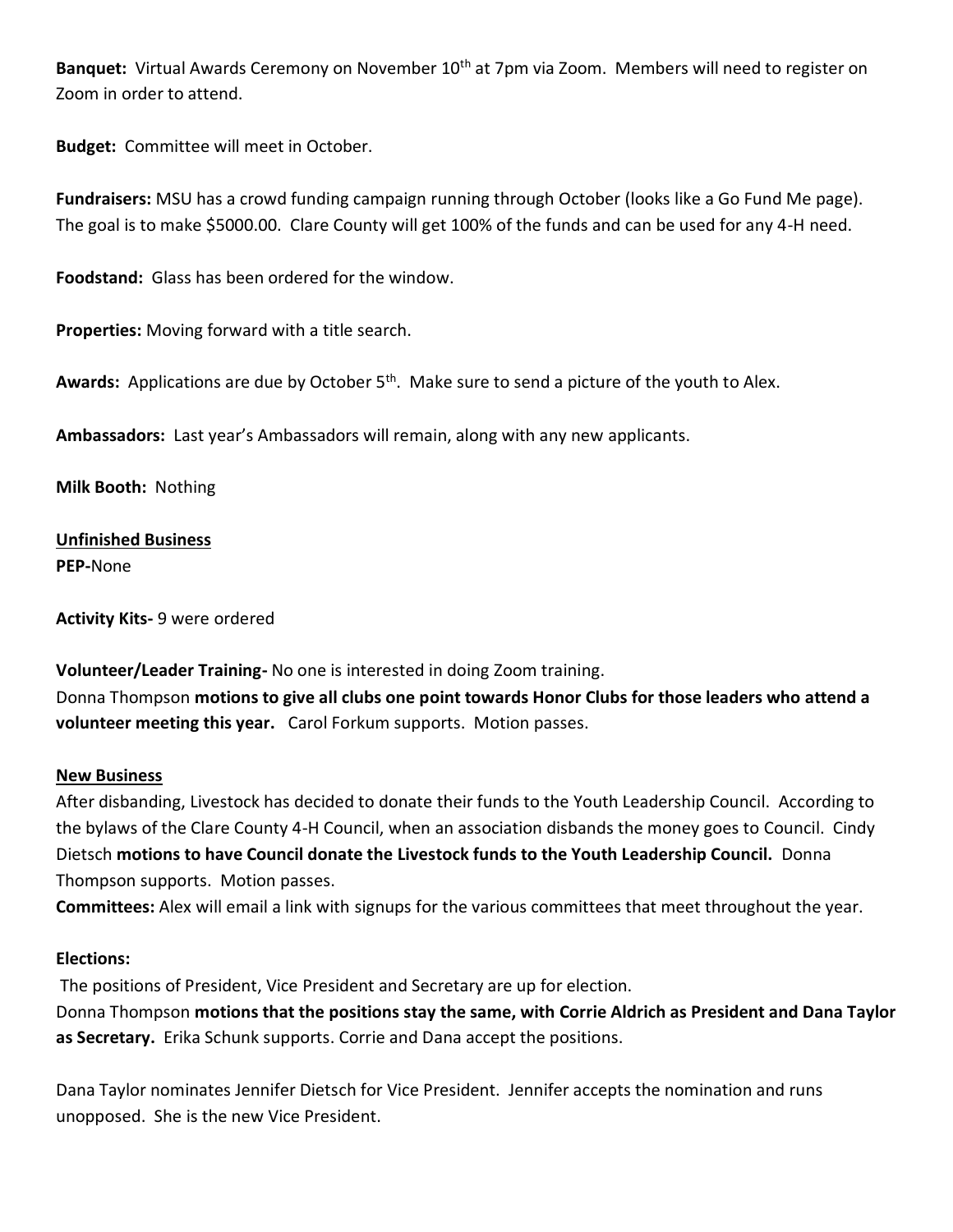**Banquet:** Virtual Awards Ceremony on November 10th at 7pm via Zoom. Members will need to register on Zoom in order to attend.

**Budget:** Committee will meet in October.

**Fundraisers:** MSU has a crowd funding campaign running through October (looks like a Go Fund Me page). The goal is to make $5000.00. Clare County will get 100% of the funds and can be used for any 4-H need.

**Foodstand:** Glass has been ordered for the window.

**Properties:** Moving forward with a title search.

**Awards:** Applications are due by October 5th. Make sure to send a picture of the youth to Alex.

**Ambassadors:** Last year's Ambassadors will remain, along with any new applicants.

**Milk Booth:** Nothing

**<u>Unfinished Business</u>**

**PEP-**None

**Activity Kits-** 9 were ordered

**Volunteer/Leader Training-** No one is interested in doing Zoom training.
Donna Thompson **motions to give all clubs one point towards Honor Clubs for those leaders who attend a volunteer meeting this year.** Carol Forkum supports. Motion passes.

**<u>New Business</u>**

After disbanding, Livestock has decided to donate their funds to the Youth Leadership Council. According to the bylaws of the Clare County 4-H Council, when an association disbands the money goes to Council. Cindy Dietsch **motions to have Council donate the Livestock funds to the Youth Leadership Council.** Donna Thompson supports. Motion passes.

**Committees:** Alex will email a link with signups for the various committees that meet throughout the year.

**Elections:**

The positions of President, Vice President and Secretary are up for election.
Donna Thompson **motions that the positions stay the same, with Corrie Aldrich as President and Dana Taylor as Secretary.** Erika Schunk supports. Corrie and Dana accept the positions.

Dana Taylor nominates Jennifer Dietsch for Vice President. Jennifer accepts the nomination and runs unopposed. She is the new Vice President.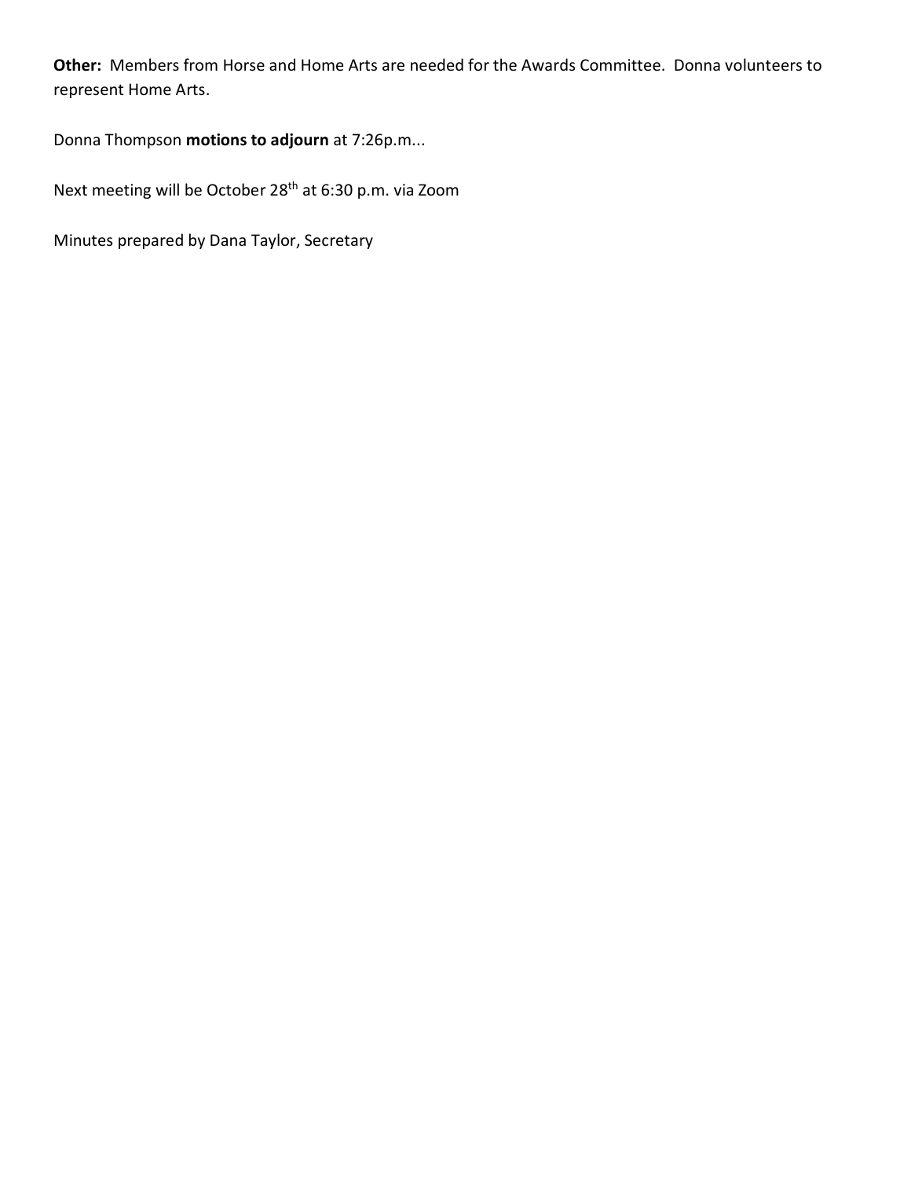**Other:** Members from Horse and Home Arts are needed for the Awards Committee. Donna volunteers to represent Home Arts.

Donna Thompson **motions to adjourn** at 7:26p.m...

Next meeting will be October 28th at 6:30 p.m. via Zoom

Minutes prepared by Dana Taylor, Secretary